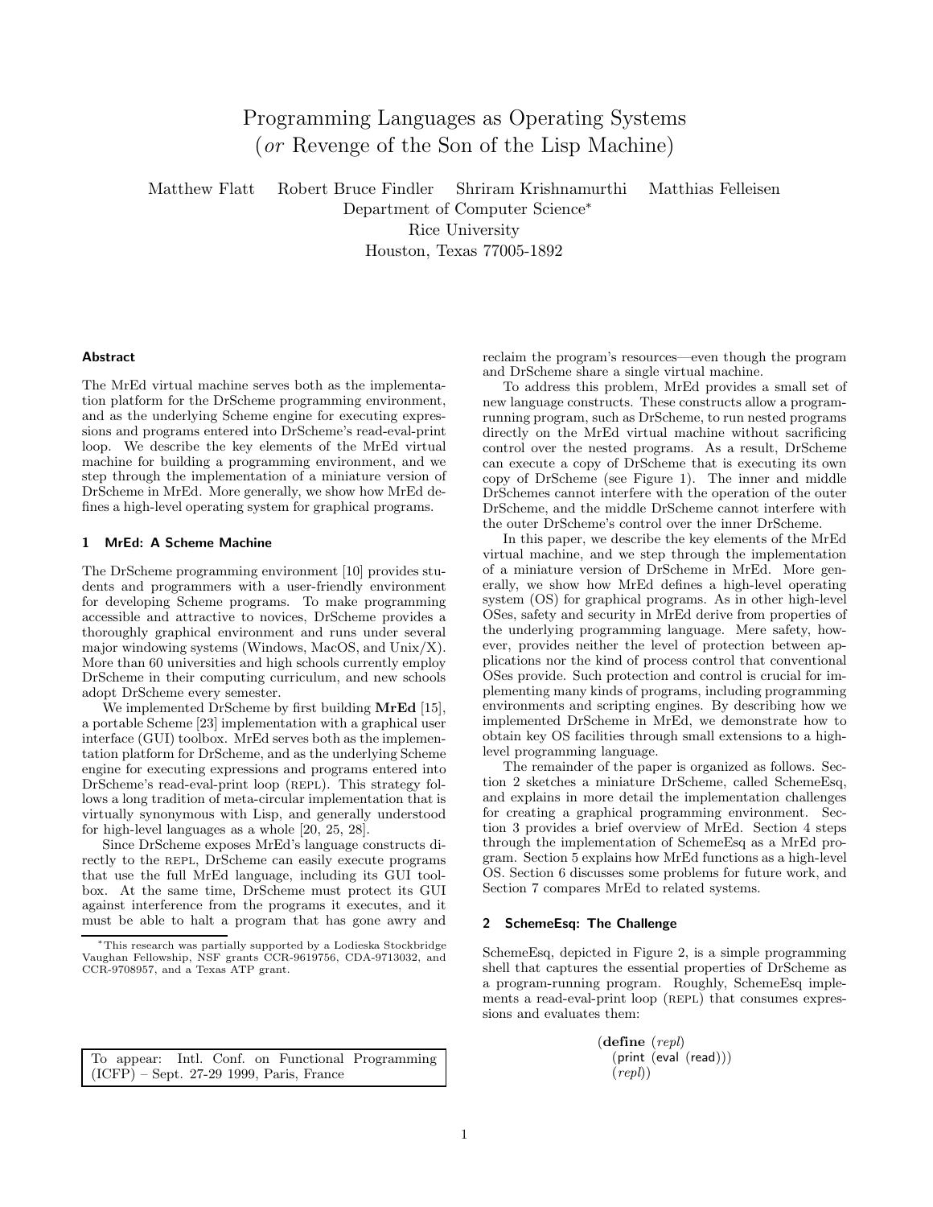# Programming Languages as Operating Systems
## (*or* Revenge of the Son of the Lisp Machine)

Matthew Flatt    Robert Bruce Findler    Shriram Krishnamurthi    Matthias Felleisen

Department of Computer Science*
Rice University
Houston, Texas 77005-1892

### Abstract

The MrEd virtual machine serves both as the implementation platform for the DrScheme programming environment, and as the underlying Scheme engine for executing expressions and programs entered into DrScheme's read-eval-print loop. We describe the key elements of the MrEd virtual machine for building a programming environment, and we step through the implementation of a miniature version of DrScheme in MrEd. More generally, we show how MrEd defines a high-level operating system for graphical programs.

## 1 MrEd: A Scheme Machine

The DrScheme programming environment [10] provides students and programmers with a user-friendly environment for developing Scheme programs. To make programming accessible and attractive to novices, DrScheme provides a thoroughly graphical environment and runs under several major windowing systems (Windows, MacOS, and Unix/X). More than 60 universities and high schools currently employ DrScheme in their computing curriculum, and new schools adopt DrScheme every semester.

We implemented DrScheme by first building **MrEd** [15], a portable Scheme [23] implementation with a graphical user interface (GUI) toolbox. MrEd serves both as the implementation platform for DrScheme, and as the underlying Scheme engine for executing expressions and programs entered into DrScheme's read-eval-print loop (REPL). This strategy follows a long tradition of meta-circular implementation that is virtually synonymous with Lisp, and generally understood for high-level languages as a whole [20, 25, 28].

Since DrScheme exposes MrEd's language constructs directly to the REPL, DrScheme can easily execute programs that use the full MrEd language, including its GUI toolbox. At the same time, DrScheme must protect its GUI against interference from the programs it executes, and it must be able to halt a program that has gone awry and reclaim the program's resources—even though the program and DrScheme share a single virtual machine.

To address this problem, MrEd provides a small set of new language constructs. These constructs allow a program-running program, such as DrScheme, to run nested programs directly on the MrEd virtual machine without sacrificing control over the nested programs. As a result, DrScheme can execute a copy of DrScheme that is executing its own copy of DrScheme (see Figure 1). The inner and middle DrSchemes cannot interfere with the operation of the outer DrScheme, and the middle DrScheme cannot interfere with the outer DrScheme's control over the inner DrScheme.

In this paper, we describe the key elements of the MrEd virtual machine, and we step through the implementation of a miniature version of DrScheme in MrEd. More generally, we show how MrEd defines a high-level operating system (OS) for graphical programs. As in other high-level OSes, safety and security in MrEd derive from properties of the underlying programming language. Mere safety, however, provides neither the level of protection between applications nor the kind of process control that conventional OSes provide. Such protection and control is crucial for implementing many kinds of programs, including programming environments and scripting engines. By describing how we implemented DrScheme in MrEd, we demonstrate how to obtain key OS facilities through small extensions to a high-level programming language.

The remainder of the paper is organized as follows. Section 2 sketches a miniature DrScheme, called SchemeEsq, and explains in more detail the implementation challenges for creating a graphical programming environment. Section 3 provides a brief overview of MrEd. Section 4 steps through the implementation of SchemeEsq as a MrEd program. Section 5 explains how MrEd functions as a high-level OS. Section 6 discusses some problems for future work, and Section 7 compares MrEd to related systems.

## 2 SchemeEsq: The Challenge

SchemeEsq, depicted in Figure 2, is a simple programming shell that captures the essential properties of DrScheme as a program-running program. Roughly, SchemeEsq implements a read-eval-print loop (REPL) that consumes expressions and evaluates them:

```
(define (repl)
  (print (eval (read)))
  (repl))
```

*This research was partially supported by a Lodieska Stockbridge Vaughan Fellowship, NSF grants CCR-9619756, CDA-9713032, and CCR-9708957, and a Texas ATP grant.

To appear: Intl. Conf. on Functional Programming (ICFP) – Sept. 27-29 1999, Paris, France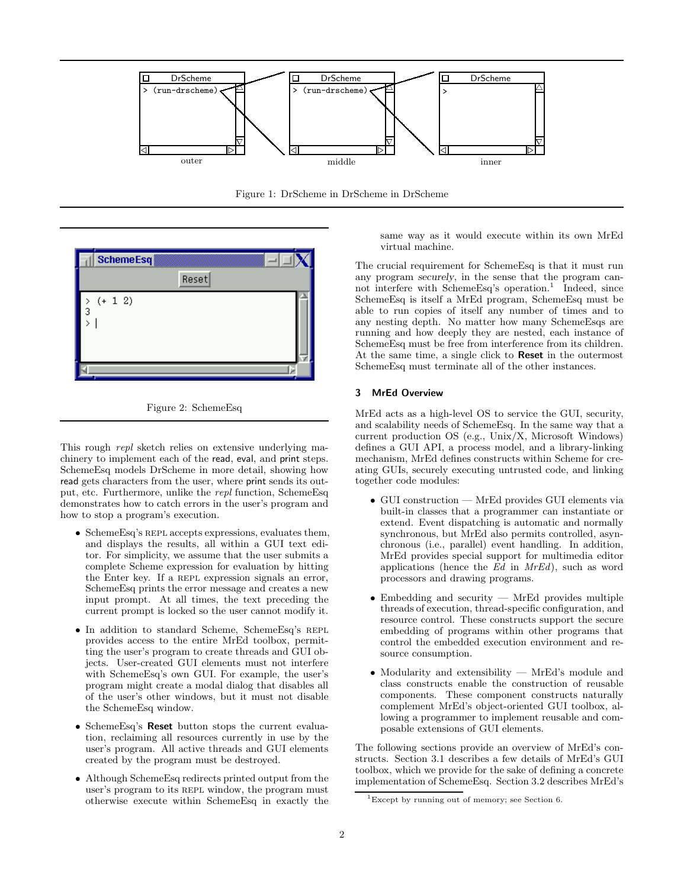Figure 1: DrScheme in DrScheme in DrScheme

Figure 2: SchemeEsq

This rough *repl* sketch relies on extensive underlying machinery to implement each of the read, eval, and print steps. SchemeEsq models DrScheme in more detail, showing how read gets characters from the user, where print sends its output, etc. Furthermore, unlike the *repl* function, SchemeEsq demonstrates how to catch errors in the user's program and how to stop a program's execution.

- SchemeEsq's REPL accepts expressions, evaluates them, and displays the results, all within a GUI text editor. For simplicity, we assume that the user submits a complete Scheme expression for evaluation by hitting the Enter key. If a REPL expression signals an error, SchemeEsq prints the error message and creates a new input prompt. At all times, the text preceding the current prompt is locked so the user cannot modify it.
- In addition to standard Scheme, SchemeEsq's REPL provides access to the entire MrEd toolbox, permitting the user's program to create threads and GUI objects. User-created GUI elements must not interfere with SchemeEsq's own GUI. For example, the user's program might create a modal dialog that disables all of the user's other windows, but it must not disable the SchemeEsq window.
- SchemeEsq's **Reset** button stops the current evaluation, reclaiming all resources currently in use by the user's program. All active threads and GUI elements created by the program must be destroyed.
- Although SchemeEsq redirects printed output from the user's program to its REPL window, the program must otherwise execute within SchemeEsq in exactly the same way as it would execute within its own MrEd virtual machine.

The crucial requirement for SchemeEsq is that it must run any program *securely*, in the sense that the program cannot interfere with SchemeEsq's operation.[1] Indeed, since SchemeEsq is itself a MrEd program, SchemeEsq must be able to run copies of itself any number of times and to any nesting depth. No matter how many SchemeEsqs are running and how deeply they are nested, each instance of SchemeEsq must be free from interference from its children. At the same time, a single click to **Reset** in the outermost SchemeEsq must terminate all of the other instances.

## 3 MrEd Overview

MrEd acts as a high-level OS to service the GUI, security, and scalability needs of SchemeEsq. In the same way that a current production OS (e.g., Unix/X, Microsoft Windows) defines a GUI API, a process model, and a library-linking mechanism, MrEd defines constructs within Scheme for creating GUIs, securely executing untrusted code, and linking together code modules:

- GUI construction — MrEd provides GUI elements via built-in classes that a programmer can instantiate or extend. Event dispatching is automatic and normally synchronous, but MrEd also permits controlled, asynchronous (i.e., parallel) event handling. In addition, MrEd provides special support for multimedia editor applications (hence the *Ed* in *MrEd*), such as word processors and drawing programs.
- Embedding and security — MrEd provides multiple threads of execution, thread-specific configuration, and resource control. These constructs support the secure embedding of programs within other programs that control the embedded execution environment and resource consumption.
- Modularity and extensibility — MrEd's module and class constructs enable the construction of reusable components. These component constructs naturally complement MrEd's object-oriented GUI toolbox, allowing a programmer to implement reusable and composable extensions of GUI elements.

The following sections provide an overview of MrEd's constructs. Section 3.1 describes a few details of MrEd's GUI toolbox, which we provide for the sake of defining a concrete implementation of SchemeEsq. Section 3.2 describes MrEd's

[1] Except by running out of memory; see Section 6.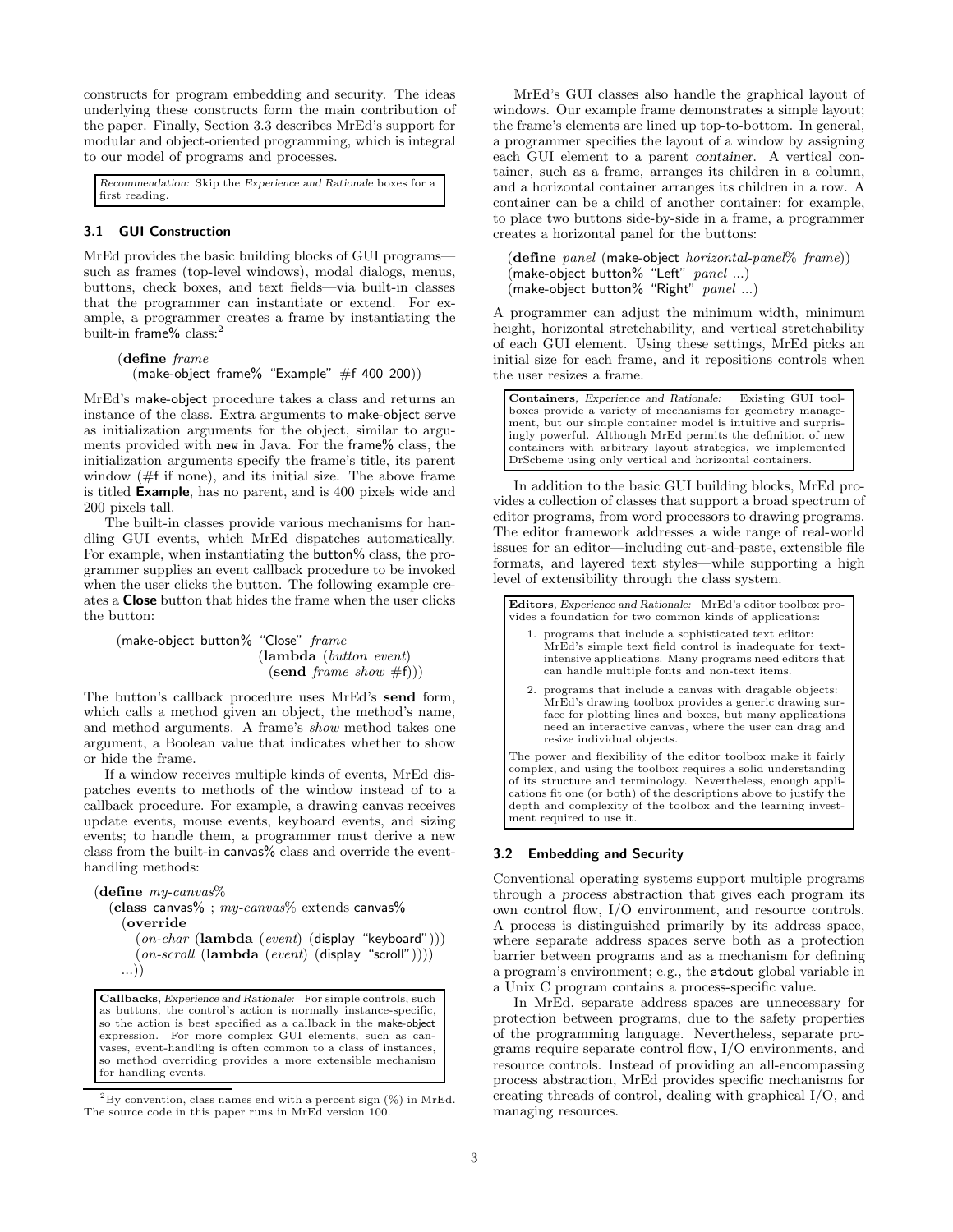constructs for program embedding and security. The ideas underlying these constructs form the main contribution of the paper. Finally, Section 3.3 describes MrEd's support for modular and object-oriented programming, which is integral to our model of programs and processes.

> *Recommendation:* Skip the *Experience and Rationale* boxes for a first reading.

### 3.1 GUI Construction

MrEd provides the basic building blocks of GUI programs—such as frames (top-level windows), modal dialogs, menus, buttons, check boxes, and text fields—via built-in classes that the programmer can instantiate or extend. For example, a programmer creates a frame by instantiating the built-in frame% class:[2]

```
(define frame
  (make-object frame% "Example" #f 400 200))
```

MrEd's make-object procedure takes a class and returns an instance of the class. Extra arguments to make-object serve as initialization arguments for the object, similar to arguments provided with `new` in Java. For the frame% class, the initialization arguments specify the frame's title, its parent window (#f if none), and its initial size. The above frame is titled **Example**, has no parent, and is 400 pixels wide and 200 pixels tall.

The built-in classes provide various mechanisms for handling GUI events, which MrEd dispatches automatically. For example, when instantiating the button% class, the programmer supplies an event callback procedure to be invoked when the user clicks the button. The following example creates a **Close** button that hides the frame when the user clicks the button:

```
(make-object button% "Close" frame
                     (lambda (button event)
                       (send frame show #f)))
```

The button's callback procedure uses MrEd's **send** form, which calls a method given an object, the method's name, and method arguments. A frame's *show* method takes one argument, a Boolean value that indicates whether to show or hide the frame.

If a window receives multiple kinds of events, MrEd dispatches events to methods of the window instead of to a callback procedure. For example, a drawing canvas receives update events, mouse events, keyboard events, and sizing events; to handle them, a programmer must derive a new class from the built-in canvas% class and override the event-handling methods:

```
(define my-canvas%
  (class canvas% ; my-canvas% extends canvas%
    (override
      (on-char (lambda (event) (display "keyboard")))
      (on-scroll (lambda (event) (display "scroll"))))
    ...))
```

> **Callbacks**, *Experience and Rationale:* For simple controls, such as buttons, the control's action is normally instance-specific, so the action is best specified as a callback in the make-object expression. For more complex GUI elements, such as canvases, event-handling is often common to a class of instances, so method overriding provides a more extensible mechanism for handling events.

[2] By convention, class names end with a percent sign (%) in MrEd. The source code in this paper runs in MrEd version 100.

MrEd's GUI classes also handle the graphical layout of windows. Our example frame demonstrates a simple layout; the frame's elements are lined up top-to-bottom. In general, a programmer specifies the layout of a window by assigning each GUI element to a parent *container*. A vertical container, such as a frame, arranges its children in a column, and a horizontal container arranges its children in a row. A container can be a child of another container; for example, to place two buttons side-by-side in a frame, a programmer creates a horizontal panel for the buttons:

```
(define panel (make-object horizontal-panel% frame))
(make-object button% "Left" panel ...)
(make-object button% "Right" panel ...)
```

A programmer can adjust the minimum width, minimum height, horizontal stretchability, and vertical stretchability of each GUI element. Using these settings, MrEd picks an initial size for each frame, and it repositions controls when the user resizes a frame.

> **Containers**, *Experience and Rationale:* Existing GUI toolboxes provide a variety of mechanisms for geometry management, but our simple container model is intuitive and surprisingly powerful. Although MrEd permits the definition of new containers with arbitrary layout strategies, we implemented DrScheme using only vertical and horizontal containers.

In addition to the basic GUI building blocks, MrEd provides a collection of classes that support a broad spectrum of editor programs, from word processors to drawing programs. The editor framework addresses a wide range of real-world issues for an editor—including cut-and-paste, extensible file formats, and layered text styles—while supporting a high level of extensibility through the class system.

> **Editors**, *Experience and Rationale:* MrEd's editor toolbox provides a foundation for two common kinds of applications:
>
> 1. programs that include a sophisticated text editor: MrEd's simple text field control is inadequate for text-intensive applications. Many programs need editors that can handle multiple fonts and non-text items.
> 2. programs that include a canvas with dragable objects: MrEd's drawing toolbox provides a generic drawing surface for plotting lines and boxes, but many applications need an interactive canvas, where the user can drag and resize individual objects.
>
> The power and flexibility of the editor toolbox make it fairly complex, and using the toolbox requires a solid understanding of its structure and terminology. Nevertheless, enough applications fit one (or both) of the descriptions above to justify the depth and complexity of the toolbox and the learning investment required to use it.

### 3.2 Embedding and Security

Conventional operating systems support multiple programs through a *process* abstraction that gives each program its own control flow, I/O environment, and resource controls. A process is distinguished primarily by its address space, where separate address spaces serve both as a protection barrier between programs and as a mechanism for defining a program's environment; e.g., the `stdout` global variable in a Unix C program contains a process-specific value.

In MrEd, separate address spaces are unnecessary for protection between programs, due to the safety properties of the programming language. Nevertheless, separate programs require separate control flow, I/O environments, and resource controls. Instead of providing an all-encompassing process abstraction, MrEd provides specific mechanisms for creating threads of control, dealing with graphical I/O, and managing resources.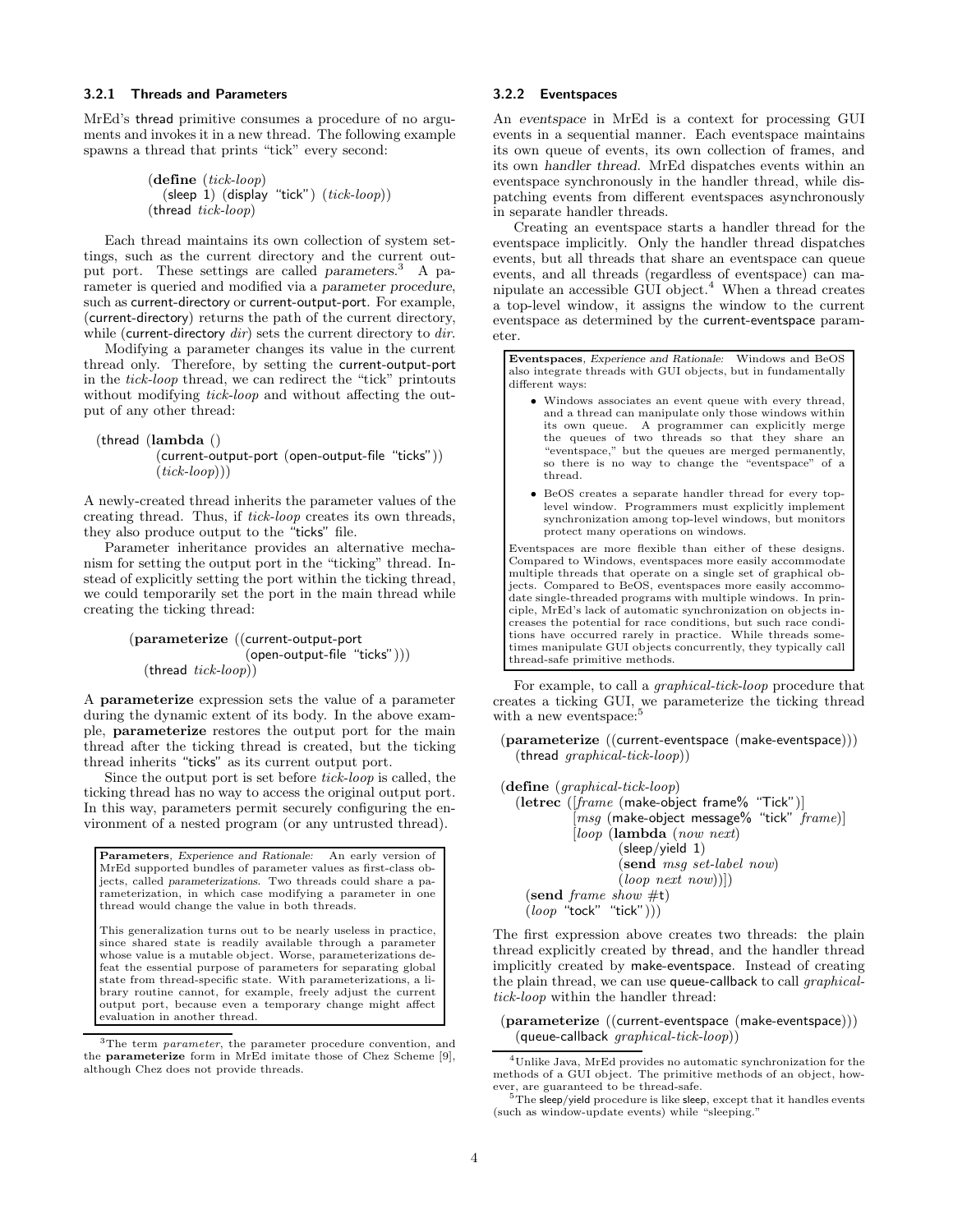### 3.2.1 Threads and Parameters

MrEd's thread primitive consumes a procedure of no arguments and invokes it in a new thread. The following example spawns a thread that prints "tick" every second:

```
(define (tick-loop)
  (sleep 1) (display "tick") (tick-loop))
(thread tick-loop)
```

Each thread maintains its own collection of system settings, such as the current directory and the current output port. These settings are called *parameters*.[3] A parameter is queried and modified via a *parameter procedure*, such as current-directory or current-output-port. For example, (current-directory) returns the path of the current directory, while (current-directory *dir*) sets the current directory to *dir*.

Modifying a parameter changes its value in the current thread only. Therefore, by setting the current-output-port in the *tick-loop* thread, we can redirect the "tick" printouts without modifying *tick-loop* and without affecting the output of any other thread:

```
(thread (lambda ()
          (current-output-port (open-output-file "ticks"))
          (tick-loop)))
```

A newly-created thread inherits the parameter values of the creating thread. Thus, if *tick-loop* creates its own threads, they also produce output to the "ticks" file.

Parameter inheritance provides an alternative mechanism for setting the output port in the "ticking" thread. Instead of explicitly setting the port within the ticking thread, we could temporarily set the port in the main thread while creating the ticking thread:

```
(parameterize ((current-output-port
                (open-output-file "ticks")))
  (thread tick-loop))
```

A **parameterize** expression sets the value of a parameter during the dynamic extent of its body. In the above example, **parameterize** restores the output port for the main thread after the ticking thread is created, but the ticking thread inherits "ticks" as its current output port.

Since the output port is set before *tick-loop* is called, the ticking thread has no way to access the original output port. In this way, parameters permit securely configuring the environment of a nested program (or any untrusted thread).

> **Parameters**, *Experience and Rationale:* An early version of MrEd supported bundles of parameter values as first-class objects, called *parameterizations*. Two threads could share a parameterization, in which case modifying a parameter in one thread would change the value in both threads.
>
> This generalization turns out to be nearly useless in practice, since shared state is readily available through a parameter whose value is a mutable object. Worse, parameterizations defeat the essential purpose of parameters for separating global state from thread-specific state. With parameterizations, a library routine cannot, for example, freely adjust the current output port, because even a temporary change might affect evaluation in another thread.

[3] The term *parameter*, the parameter procedure convention, and the **parameterize** form in MrEd imitate those of Chez Scheme [9], although Chez does not provide threads.

### 3.2.2 Eventspaces

An *eventspace* in MrEd is a context for processing GUI events in a sequential manner. Each eventspace maintains its own queue of events, its own collection of frames, and its own *handler thread*. MrEd dispatches events within an eventspace synchronously in the handler thread, while dispatching events from different eventspaces asynchronously in separate handler threads.

Creating an eventspace starts a handler thread for the eventspace implicitly. Only the handler thread dispatches events, but all threads that share an eventspace can queue events, and all threads (regardless of eventspace) can manipulate an accessible GUI object.[4] When a thread creates a top-level window, it assigns the window to the current eventspace as determined by the current-eventspace parameter.

> **Eventspaces**, *Experience and Rationale:* Windows and BeOS also integrate threads with GUI objects, but in fundamentally different ways:
>
> - Windows associates an event queue with every thread, and a thread can manipulate only those windows within its own queue. A programmer can explicitly merge the queues of two threads so that they share an "eventspace," but the queues are merged permanently, so there is no way to change the "eventspace" of a thread.
> - BeOS creates a separate handler thread for every top-level window. Programmers must explicitly implement synchronization among top-level windows, but monitors protect many operations on windows.
>
> Eventspaces are more flexible than either of these designs. Compared to Windows, eventspaces more easily accommodate multiple threads that operate on a single set of graphical objects. Compared to BeOS, eventspaces more easily accommodate single-threaded programs with multiple windows. In principle, MrEd's lack of automatic synchronization on objects increases the potential for race conditions, but such race conditions have occurred rarely in practice. While threads sometimes manipulate GUI objects concurrently, they typically call thread-safe primitive methods.

For example, to call a *graphical-tick-loop* procedure that creates a ticking GUI, we parameterize the ticking thread with a new eventspace:[5]

```
(parameterize ((current-eventspace (make-eventspace)))
  (thread graphical-tick-loop))

(define (graphical-tick-loop)
  (letrec ([frame (make-object frame% "Tick")]
           [msg (make-object message% "tick" frame)]
           [loop (lambda (now next)
                   (sleep/yield 1)
                   (send msg set-label now)
                   (loop next now))])
    (send frame show #t)
    (loop "tock" "tick")))
```

The first expression above creates two threads: the plain thread explicitly created by thread, and the handler thread implicitly created by make-eventspace. Instead of creating the plain thread, we can use queue-callback to call *graphical-tick-loop* within the handler thread:

```
(parameterize ((current-eventspace (make-eventspace)))
  (queue-callback graphical-tick-loop))
```

[4] Unlike Java, MrEd provides no automatic synchronization for the methods of a GUI object. The primitive methods of an object, however, are guaranteed to be thread-safe.

[5] The sleep/yield procedure is like sleep, except that it handles events (such as window-update events) while "sleeping."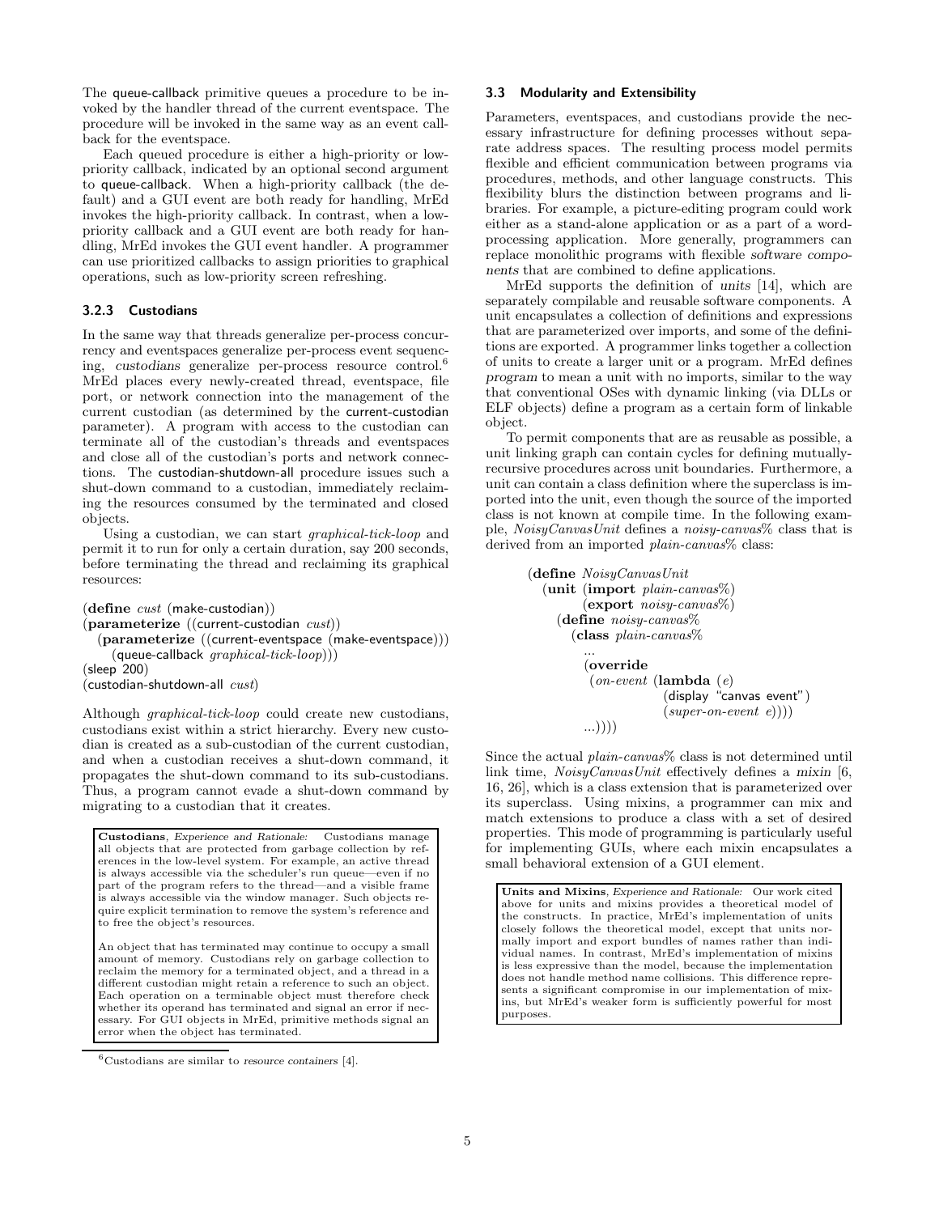The queue-callback primitive queues a procedure to be invoked by the handler thread of the current eventspace. The procedure will be invoked in the same way as an event callback for the eventspace.

Each queued procedure is either a high-priority or low-priority callback, indicated by an optional second argument to queue-callback. When a high-priority callback (the default) and a GUI event are both ready for handling, MrEd invokes the high-priority callback. In contrast, when a low-priority callback and a GUI event are both ready for handling, MrEd invokes the GUI event handler. A programmer can use prioritized callbacks to assign priorities to graphical operations, such as low-priority screen refreshing.

#### 3.2.3 Custodians

In the same way that threads generalize per-process concurrency and eventspaces generalize per-process event sequencing, *custodians* generalize per-process resource control.[6] MrEd places every newly-created thread, eventspace, file port, or network connection into the management of the current custodian (as determined by the current-custodian parameter). A program with access to the custodian can terminate all of the custodian's threads and eventspaces and close all of the custodian's ports and network connections. The custodian-shutdown-all procedure issues such a shut-down command to a custodian, immediately reclaiming the resources consumed by the terminated and closed objects.

Using a custodian, we can start *graphical-tick-loop* and permit it to run for only a certain duration, say 200 seconds, before terminating the thread and reclaiming its graphical resources:

```
(define cust (make-custodian))
(parameterize ((current-custodian cust))
  (parameterize ((current-eventspace (make-eventspace)))
    (queue-callback graphical-tick-loop)))
(sleep 200)
(custodian-shutdown-all cust)
```

Although *graphical-tick-loop* could create new custodians, custodians exist within a strict hierarchy. Every new custodian is created as a sub-custodian of the current custodian, and when a custodian receives a shut-down command, it propagates the shut-down command to its sub-custodians. Thus, a program cannot evade a shut-down command by migrating to a custodian that it creates.

> **Custodians**, *Experience and Rationale:* Custodians manage all objects that are protected from garbage collection by references in the low-level system. For example, an active thread is always accessible via the scheduler's run queue—even if no part of the program refers to the thread—and a visible frame is always accessible via the window manager. Such objects require explicit termination to remove the system's reference and to free the object's resources.
>
> An object that has terminated may continue to occupy a small amount of memory. Custodians rely on garbage collection to reclaim the memory for a terminated object, and a thread in a different custodian might retain a reference to such an object. Each operation on a terminable object must therefore check whether its operand has terminated and signal an error if necessary. For GUI objects in MrEd, primitive methods signal an error when the object has terminated.

[6] Custodians are similar to *resource containers* [4].

### 3.3 Modularity and Extensibility

Parameters, eventspaces, and custodians provide the necessary infrastructure for defining processes without separate address spaces. The resulting process model permits flexible and efficient communication between programs via procedures, methods, and other language constructs. This flexibility blurs the distinction between programs and libraries. For example, a picture-editing program could work either as a stand-alone application or as a part of a word-processing application. More generally, programmers can replace monolithic programs with flexible *software components* that are combined to define applications.

MrEd supports the definition of *units* [14], which are separately compilable and reusable software components. A unit encapsulates a collection of definitions and expressions that are parameterized over imports, and some of the definitions are exported. A programmer links together a collection of units to create a larger unit or a program. MrEd defines *program* to mean a unit with no imports, similar to the way that conventional OSes with dynamic linking (via DLLs or ELF objects) define a program as a certain form of linkable object.

To permit components that are as reusable as possible, a unit linking graph can contain cycles for defining mutually-recursive procedures across unit boundaries. Furthermore, a unit can contain a class definition where the superclass is imported into the unit, even though the source of the imported class is not known at compile time. In the following example, *NoisyCanvasUnit* defines a *noisy-canvas%* class that is derived from an imported *plain-canvas%* class:

```
(define NoisyCanvasUnit
  (unit (import plain-canvas%)
        (export noisy-canvas%)
    (define noisy-canvas%
      (class plain-canvas%
        ...
        (override
         (on-event (lambda (e)
                     (display "canvas event")
                     (super-on-event e))))
        ...))))
```

Since the actual *plain-canvas%* class is not determined until link time, *NoisyCanvasUnit* effectively defines a *mixin* [6, 16, 26], which is a class extension that is parameterized over its superclass. Using mixins, a programmer can mix and match extensions to produce a class with a set of desired properties. This mode of programming is particularly useful for implementing GUIs, where each mixin encapsulates a small behavioral extension of a GUI element.

> **Units and Mixins**, *Experience and Rationale:* Our work cited above for units and mixins provides a theoretical model of the constructs. In practice, MrEd's implementation of units closely follows the theoretical model, except that units normally import and export bundles of names rather than individual names. In contrast, MrEd's implementation of mixins is less expressive than the model, because the implementation does not handle method name collisions. This difference represents a significant compromise in our implementation of mixins, but MrEd's weaker form is sufficiently powerful for most purposes.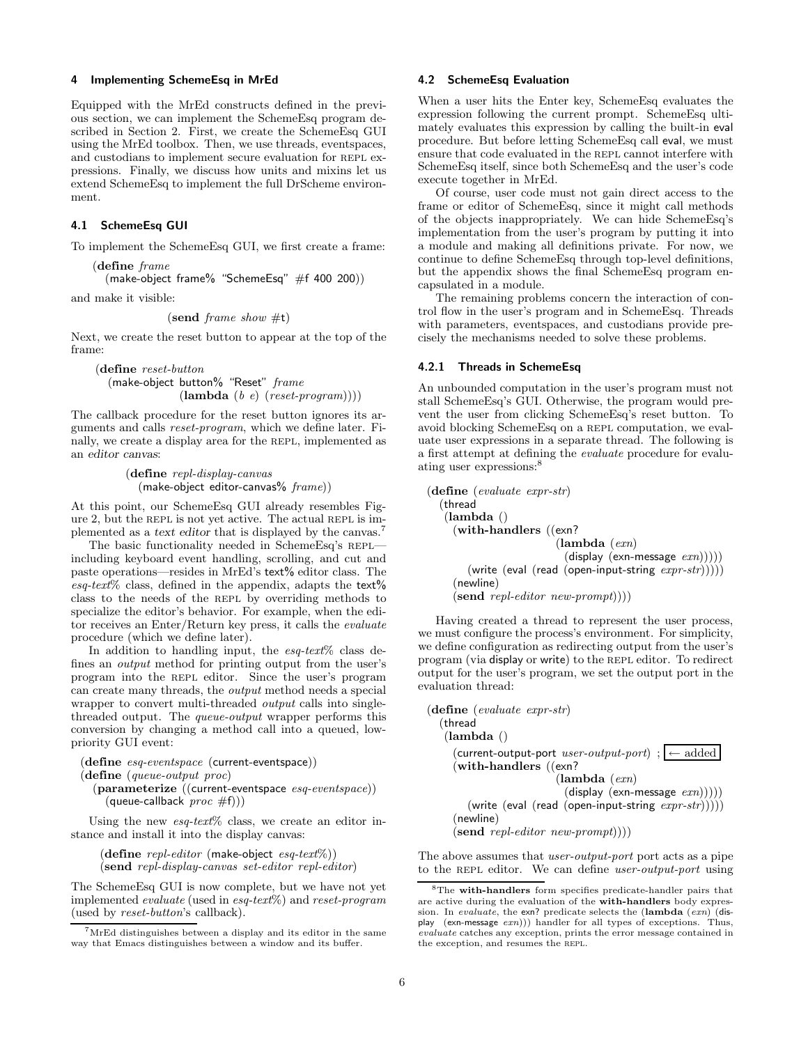## 4 Implementing SchemeEsq in MrEd

Equipped with the MrEd constructs defined in the previous section, we can implement the SchemeEsq program described in Section 2. First, we create the SchemeEsq GUI using the MrEd toolbox. Then, we use threads, eventspaces, and custodians to implement secure evaluation for REPL expressions. Finally, we discuss how units and mixins let us extend SchemeEsq to implement the full DrScheme environment.

### 4.1 SchemeEsq GUI

To implement the SchemeEsq GUI, we first create a frame:

```
(define frame
  (make-object frame% "SchemeEsq" #f 400 200))
```

and make it visible:

```
(send frame show #t)
```

Next, we create the reset button to appear at the top of the frame:

```
(define reset-button
  (make-object button% "Reset" frame
               (lambda (b e) (reset-program))))
```

The callback procedure for the reset button ignores its arguments and calls *reset-program*, which we define later. Finally, we create a display area for the REPL, implemented as an *editor canvas*:

```
(define repl-display-canvas
  (make-object editor-canvas% frame))
```

At this point, our SchemeEsq GUI already resembles Figure 2, but the REPL is not yet active. The actual REPL is implemented as a *text editor* that is displayed by the canvas.[7]

The basic functionality needed in SchemeEsq's REPL—including keyboard event handling, scrolling, and cut and paste operations—resides in MrEd's text% editor class. The *esq-text%* class, defined in the appendix, adapts the text% class to the needs of the REPL by overriding methods to specialize the editor's behavior. For example, when the editor receives an Enter/Return key press, it calls the *evaluate* procedure (which we define later).

In addition to handling input, the *esq-text%* class defines an *output* method for printing output from the user's program into the REPL editor. Since the user's program can create many threads, the *output* method needs a special wrapper to convert multi-threaded *output* calls into single-threaded output. The *queue-output* wrapper performs this conversion by changing a method call into a queued, low-priority GUI event:

```
(define esq-eventspace (current-eventspace))
(define (queue-output proc)
  (parameterize ((current-eventspace esq-eventspace))
    (queue-callback proc #f)))
```

Using the new *esq-text%* class, we create an editor instance and install it into the display canvas:

```
(define repl-editor (make-object esq-text%))
(send repl-display-canvas set-editor repl-editor)
```

The SchemeEsq GUI is now complete, but we have not yet implemented *evaluate* (used in *esq-text%*) and *reset-program* (used by *reset-button*'s callback).

[7] MrEd distinguishes between a display and its editor in the same way that Emacs distinguishes between a window and its buffer.

### 4.2 SchemeEsq Evaluation

When a user hits the Enter key, SchemeEsq evaluates the expression following the current prompt. SchemeEsq ultimately evaluates this expression by calling the built-in eval procedure. But before letting SchemeEsq call eval, we must ensure that code evaluated in the REPL cannot interfere with SchemeEsq itself, since both SchemeEsq and the user's code execute together in MrEd.

Of course, user code must not gain direct access to the frame or editor of SchemeEsq, since it might call methods of the objects inappropriately. We can hide SchemeEsq's implementation from the user's program by putting it into a module and making all definitions private. For now, we continue to define SchemeEsq through top-level definitions, but the appendix shows the final SchemeEsq program encapsulated in a module.

The remaining problems concern the interaction of control flow in the user's program and in SchemeEsq. Threads with parameters, eventspaces, and custodians provide precisely the mechanisms needed to solve these problems.

#### 4.2.1 Threads in SchemeEsq

An unbounded computation in the user's program must not stall SchemeEsq's GUI. Otherwise, the program would prevent the user from clicking SchemeEsq's reset button. To avoid blocking SchemeEsq on a REPL computation, we evaluate user expressions in a separate thread. The following is a first attempt at defining the *evaluate* procedure for evaluating user expressions:[8]

```
(define (evaluate expr-str)
  (thread
   (lambda ()
     (with-handlers ((exn?
                      (lambda (exn)
                        (display (exn-message exn)))))
       (write (eval (read (open-input-string expr-str)))))
     (newline)
     (send repl-editor new-prompt))))
```

Having created a thread to represent the user process, we must configure the process's environment. For simplicity, we define configuration as redirecting output from the user's program (via display or write) to the REPL editor. To redirect output for the user's program, we set the output port in the evaluation thread:

```
(define (evaluate expr-str)
  (thread
   (lambda ()
     (current-output-port user-output-port) ; ← added
     (with-handlers ((exn?
                      (lambda (exn)
                        (display (exn-message exn)))))
       (write (eval (read (open-input-string expr-str)))))
     (newline)
     (send repl-editor new-prompt))))
```

The above assumes that *user-output-port* port acts as a pipe to the REPL editor. We can define *user-output-port* using

[8] The **with-handlers** form specifies predicate-handler pairs that are active during the evaluation of the **with-handlers** body expression. In *evaluate*, the exn? predicate selects the (**lambda** (*exn*) (display (exn-message *exn*))) handler for all types of exceptions. Thus, *evaluate* catches any exception, prints the error message contained in the exception, and resumes the REPL.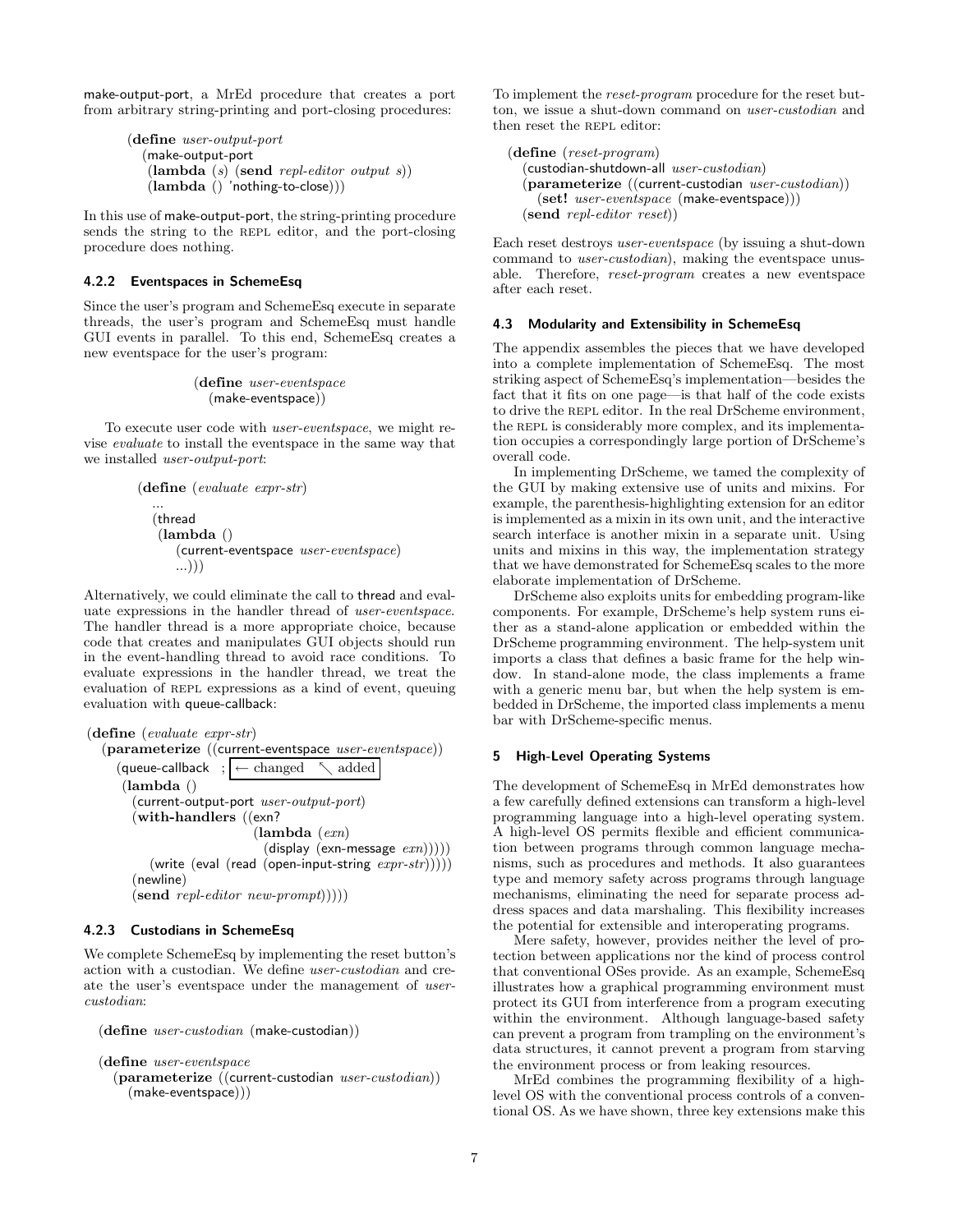make-output-port, a MrEd procedure that creates a port from arbitrary string-printing and port-closing procedures:

```
(define user-output-port
  (make-output-port
   (lambda (s) (send repl-editor output s))
   (lambda () 'nothing-to-close)))
```

In this use of make-output-port, the string-printing procedure sends the string to the REPL editor, and the port-closing procedure does nothing.

#### 4.2.2 Eventspaces in SchemeEsq

Since the user's program and SchemeEsq execute in separate threads, the user's program and SchemeEsq must handle GUI events in parallel. To this end, SchemeEsq creates a new eventspace for the user's program:

```
(define user-eventspace
  (make-eventspace))
```

To execute user code with *user-eventspace*, we might revise *evaluate* to install the eventspace in the same way that we installed *user-output-port*:

```
(define (evaluate expr-str)
  ...
  (thread
   (lambda ()
     (current-eventspace user-eventspace)
     ...)))
```

Alternatively, we could eliminate the call to thread and evaluate expressions in the handler thread of *user-eventspace*. The handler thread is a more appropriate choice, because code that creates and manipulates GUI objects should run in the event-handling thread to avoid race conditions. To evaluate expressions in the handler thread, we treat the evaluation of REPL expressions as a kind of event, queuing evaluation with queue-callback:

```
(define (evaluate expr-str)
  (parameterize ((current-eventspace user-eventspace))
    (queue-callback  ; ← changed  ↖ added
     (lambda ()
       (current-output-port user-output-port)
       (with-handlers ((exn?
                        (lambda (exn)
                          (display (exn-message exn)))))
         (write (eval (read (open-input-string expr-str)))))
       (newline)
       (send repl-editor new-prompt)))))
```

#### 4.2.3 Custodians in SchemeEsq

We complete SchemeEsq by implementing the reset button's action with a custodian. We define *user-custodian* and create the user's eventspace under the management of *user-custodian*:

```
(define user-custodian (make-custodian))

(define user-eventspace
  (parameterize ((current-custodian user-custodian))
    (make-eventspace)))
```

To implement the *reset-program* procedure for the reset button, we issue a shut-down command on *user-custodian* and then reset the REPL editor:

```
(define (reset-program)
  (custodian-shutdown-all user-custodian)
  (parameterize ((current-custodian user-custodian))
    (set! user-eventspace (make-eventspace)))
  (send repl-editor reset))
```

Each reset destroys *user-eventspace* (by issuing a shut-down command to *user-custodian*), making the eventspace unusable. Therefore, *reset-program* creates a new eventspace after each reset.

### 4.3 Modularity and Extensibility in SchemeEsq

The appendix assembles the pieces that we have developed into a complete implementation of SchemeEsq. The most striking aspect of SchemeEsq's implementation—besides the fact that it fits on one page—is that half of the code exists to drive the REPL editor. In the real DrScheme environment, the REPL is considerably more complex, and its implementation occupies a correspondingly large portion of DrScheme's overall code.

In implementing DrScheme, we tamed the complexity of the GUI by making extensive use of units and mixins. For example, the parenthesis-highlighting extension for an editor is implemented as a mixin in its own unit, and the interactive search interface is another mixin in a separate unit. Using units and mixins in this way, the implementation strategy that we have demonstrated for SchemeEsq scales to the more elaborate implementation of DrScheme.

DrScheme also exploits units for embedding program-like components. For example, DrScheme's help system runs either as a stand-alone application or embedded within the DrScheme programming environment. The help-system unit imports a class that defines a basic frame for the help window. In stand-alone mode, the class implements a frame with a generic menu bar, but when the help system is embedded in DrScheme, the imported class implements a menu bar with DrScheme-specific menus.

## 5 High-Level Operating Systems

The development of SchemeEsq in MrEd demonstrates how a few carefully defined extensions can transform a high-level programming language into a high-level operating system. A high-level OS permits flexible and efficient communication between programs through common language mechanisms, such as procedures and methods. It also guarantees type and memory safety across programs through language mechanisms, eliminating the need for separate process address spaces and data marshaling. This flexibility increases the potential for extensible and interoperating programs.

Mere safety, however, provides neither the level of protection between applications nor the kind of process control that conventional OSes provide. As an example, SchemeEsq illustrates how a graphical programming environment must protect its GUI from interference from a program executing within the environment. Although language-based safety can prevent a program from trampling on the environment's data structures, it cannot prevent a program from starving the environment process or from leaking resources.

MrEd combines the programming flexibility of a high-level OS with the conventional process controls of a conventional OS. As we have shown, three key extensions make this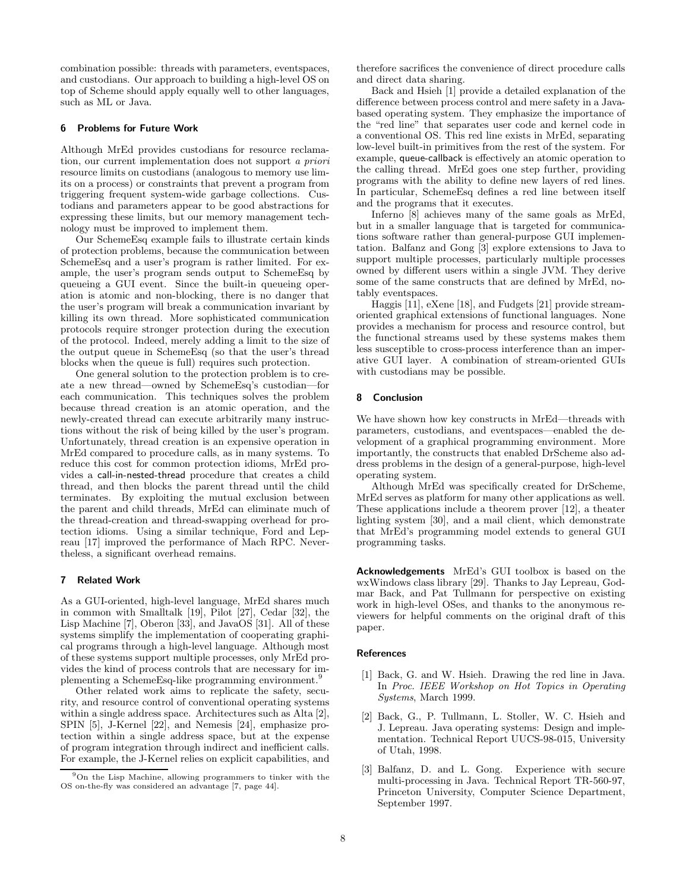combination possible: threads with parameters, eventspaces, and custodians. Our approach to building a high-level OS on top of Scheme should apply equally well to other languages, such as ML or Java.

## 6 Problems for Future Work

Although MrEd provides custodians for resource reclamation, our current implementation does not support *a priori* resource limits on custodians (analogous to memory use limits on a process) or constraints that prevent a program from triggering frequent system-wide garbage collections. Custodians and parameters appear to be good abstractions for expressing these limits, but our memory management technology must be improved to implement them.

Our SchemeEsq example fails to illustrate certain kinds of protection problems, because the communication between SchemeEsq and a user's program is rather limited. For example, the user's program sends output to SchemeEsq by queueing a GUI event. Since the built-in queueing operation is atomic and non-blocking, there is no danger that the user's program will break a communication invariant by killing its own thread. More sophisticated communication protocols require stronger protection during the execution of the protocol. Indeed, merely adding a limit to the size of the output queue in SchemeEsq (so that the user's thread blocks when the queue is full) requires such protection.

One general solution to the protection problem is to create a new thread—owned by SchemeEsq's custodian—for each communication. This techniques solves the problem because thread creation is an atomic operation, and the newly-created thread can execute arbitrarily many instructions without the risk of being killed by the user's program. Unfortunately, thread creation is an expensive operation in MrEd compared to procedure calls, as in many systems. To reduce this cost for common protection idioms, MrEd provides a call-in-nested-thread procedure that creates a child thread, and then blocks the parent thread until the child terminates. By exploiting the mutual exclusion between the parent and child threads, MrEd can eliminate much of the thread-creation and thread-swapping overhead for protection idioms. Using a similar technique, Ford and Lepreau [17] improved the performance of Mach RPC. Nevertheless, a significant overhead remains.

## 7 Related Work

As a GUI-oriented, high-level language, MrEd shares much in common with Smalltalk [19], Pilot [27], Cedar [32], the Lisp Machine [7], Oberon [33], and JavaOS [31]. All of these systems simplify the implementation of cooperating graphical programs through a high-level language. Although most of these systems support multiple processes, only MrEd provides the kind of process controls that are necessary for implementing a SchemeEsq-like programming environment.[9]

Other related work aims to replicate the safety, security, and resource control of conventional operating systems within a single address space. Architectures such as Alta [2], SPIN [5], J-Kernel [22], and Nemesis [24], emphasize protection within a single address space, but at the expense of program integration through indirect and inefficient calls. For example, the J-Kernel relies on explicit capabilities, and therefore sacrifices the convenience of direct procedure calls and direct data sharing.

Back and Hsieh [1] provide a detailed explanation of the difference between process control and mere safety in a Java-based operating system. They emphasize the importance of the "red line" that separates user code and kernel code in a conventional OS. This red line exists in MrEd, separating low-level built-in primitives from the rest of the system. For example, queue-callback is effectively an atomic operation to the calling thread. MrEd goes one step further, providing programs with the ability to define new layers of red lines. In particular, SchemeEsq defines a red line between itself and the programs that it executes.

Inferno [8] achieves many of the same goals as MrEd, but in a smaller language that is targeted for communications software rather than general-purpose GUI implementation. Balfanz and Gong [3] explore extensions to Java to support multiple processes, particularly multiple processes owned by different users within a single JVM. They derive some of the same constructs that are defined by MrEd, notably eventspaces.

Haggis [11], eXene [18], and Fudgets [21] provide stream-oriented graphical extensions of functional languages. None provides a mechanism for process and resource control, but the functional streams used by these systems makes them less susceptible to cross-process interference than an imperative GUI layer. A combination of stream-oriented GUIs with custodians may be possible.

## 8 Conclusion

We have shown how key constructs in MrEd—threads with parameters, custodians, and eventspaces—enabled the development of a graphical programming environment. More importantly, the constructs that enabled DrScheme also address problems in the design of a general-purpose, high-level operating system.

Although MrEd was specifically created for DrScheme, MrEd serves as platform for many other applications as well. These applications include a theorem prover [12], a theater lighting system [30], and a mail client, which demonstrate that MrEd's programming model extends to general GUI programming tasks.

**Acknowledgements** MrEd's GUI toolbox is based on the wxWindows class library [29]. Thanks to Jay Lepreau, Godmar Back, and Pat Tullmann for perspective on existing work in high-level OSes, and thanks to the anonymous reviewers for helpful comments on the original draft of this paper.

[9] On the Lisp Machine, allowing programmers to tinker with the OS on-the-fly was considered an advantage [7, page 44].

## References

[1] Back, G. and W. Hsieh. Drawing the red line in Java. In *Proc. IEEE Workshop on Hot Topics in Operating Systems*, March 1999.

[2] Back, G., P. Tullmann, L. Stoller, W. C. Hsieh and J. Lepreau. Java operating systems: Design and implementation. Technical Report UUCS-98-015, University of Utah, 1998.

[3] Balfanz, D. and L. Gong. Experience with secure multi-processing in Java. Technical Report TR-560-97, Princeton University, Computer Science Department, September 1997.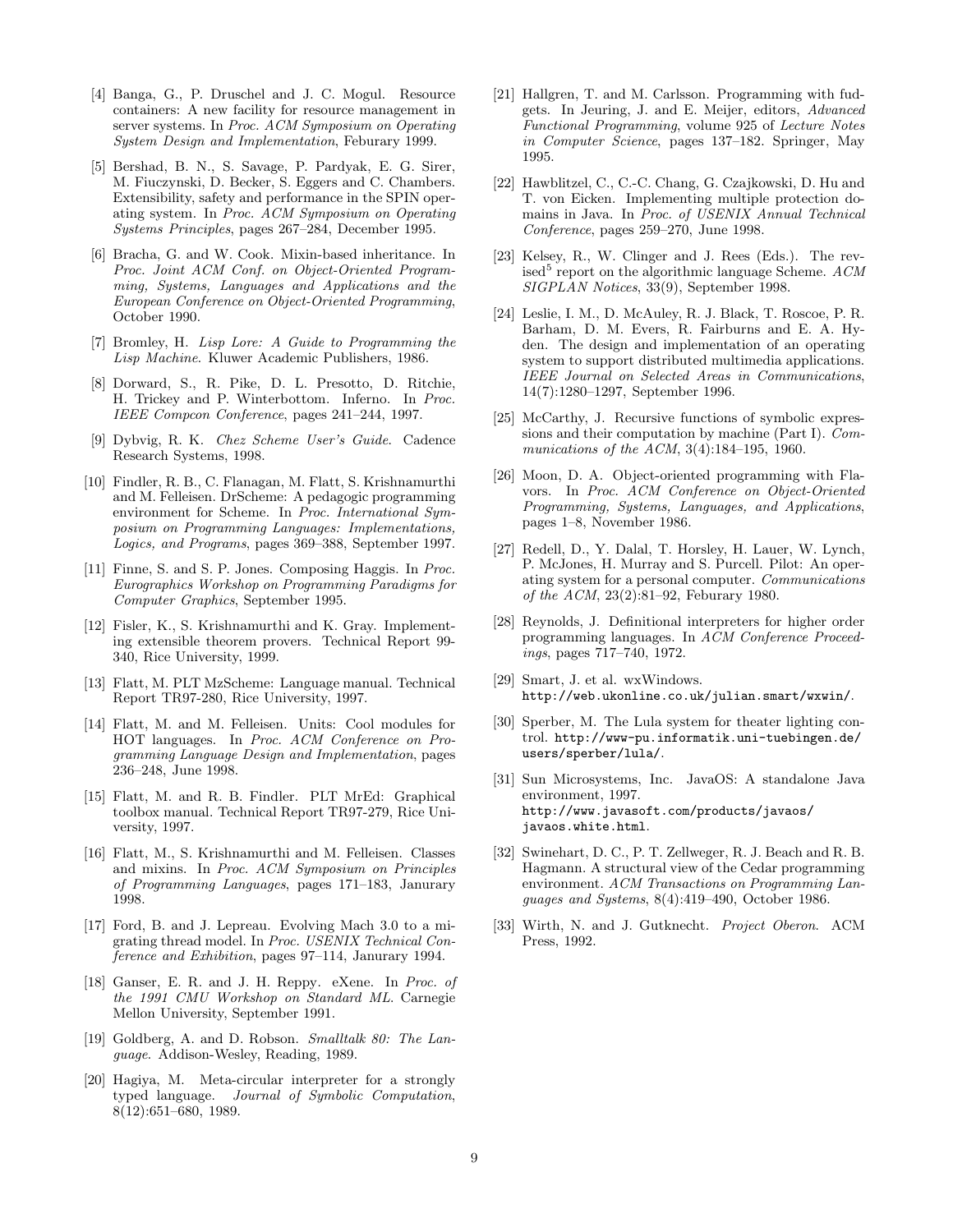[4] Banga, G., P. Druschel and J. C. Mogul. Resource containers: A new facility for resource management in server systems. In *Proc. ACM Symposium on Operating System Design and Implementation*, Feburary 1999.

[5] Bershad, B. N., S. Savage, P. Pardyak, E. G. Sirer, M. Fiuczynski, D. Becker, S. Eggers and C. Chambers. Extensibility, safety and performance in the SPIN operating system. In *Proc. ACM Symposium on Operating Systems Principles*, pages 267–284, December 1995.

[6] Bracha, G. and W. Cook. Mixin-based inheritance. In *Proc. Joint ACM Conf. on Object-Oriented Programming, Systems, Languages and Applications and the European Conference on Object-Oriented Programming*, October 1990.

[7] Bromley, H. *Lisp Lore: A Guide to Programming the Lisp Machine*. Kluwer Academic Publishers, 1986.

[8] Dorward, S., R. Pike, D. L. Presotto, D. Ritchie, H. Trickey and P. Winterbottom. Inferno. In *Proc. IEEE Compcon Conference*, pages 241–244, 1997.

[9] Dybvig, R. K. *Chez Scheme User's Guide*. Cadence Research Systems, 1998.

[10] Findler, R. B., C. Flanagan, M. Flatt, S. Krishnamurthi and M. Felleisen. DrScheme: A pedagogic programming environment for Scheme. In *Proc. International Symposium on Programming Languages: Implementations, Logics, and Programs*, pages 369–388, September 1997.

[11] Finne, S. and S. P. Jones. Composing Haggis. In *Proc. Eurographics Workshop on Programming Paradigms for Computer Graphics*, September 1995.

[12] Fisler, K., S. Krishnamurthi and K. Gray. Implementing extensible theorem provers. Technical Report 99-340, Rice University, 1999.

[13] Flatt, M. PLT MzScheme: Language manual. Technical Report TR97-280, Rice University, 1997.

[14] Flatt, M. and M. Felleisen. Units: Cool modules for HOT languages. In *Proc. ACM Conference on Programming Language Design and Implementation*, pages 236–248, June 1998.

[15] Flatt, M. and R. B. Findler. PLT MrEd: Graphical toolbox manual. Technical Report TR97-279, Rice University, 1997.

[16] Flatt, M., S. Krishnamurthi and M. Felleisen. Classes and mixins. In *Proc. ACM Symposium on Principles of Programming Languages*, pages 171–183, Janurary 1998.

[17] Ford, B. and J. Lepreau. Evolving Mach 3.0 to a migrating thread model. In *Proc. USENIX Technical Conference and Exhibition*, pages 97–114, Janurary 1994.

[18] Ganser, E. R. and J. H. Reppy. eXene. In *Proc. of the 1991 CMU Workshop on Standard ML*. Carnegie Mellon University, September 1991.

[19] Goldberg, A. and D. Robson. *Smalltalk 80: The Language*. Addison-Wesley, Reading, 1989.

[20] Hagiya, M. Meta-circular interpreter for a strongly typed language. *Journal of Symbolic Computation*, 8(12):651–680, 1989.

[21] Hallgren, T. and M. Carlsson. Programming with fudgets. In Jeuring, J. and E. Meijer, editors, *Advanced Functional Programming*, volume 925 of *Lecture Notes in Computer Science*, pages 137–182. Springer, May 1995.

[22] Hawblitzel, C., C.-C. Chang, G. Czajkowski, D. Hu and T. von Eicken. Implementing multiple protection domains in Java. In *Proc. of USENIX Annual Technical Conference*, pages 259–270, June 1998.

[23] Kelsey, R., W. Clinger and J. Rees (Eds.). The revised$^5$ report on the algorithmic language Scheme. *ACM SIGPLAN Notices*, 33(9), September 1998.

[24] Leslie, I. M., D. McAuley, R. J. Black, T. Roscoe, P. R. Barham, D. M. Evers, R. Fairburns and E. A. Hyden. The design and implementation of an operating system to support distributed multimedia applications. *IEEE Journal on Selected Areas in Communications*, 14(7):1280–1297, September 1996.

[25] McCarthy, J. Recursive functions of symbolic expressions and their computation by machine (Part I). *Communications of the ACM*, 3(4):184–195, 1960.

[26] Moon, D. A. Object-oriented programming with Flavors. In *Proc. ACM Conference on Object-Oriented Programming, Systems, Languages, and Applications*, pages 1–8, November 1986.

[27] Redell, D., Y. Dalal, T. Horsley, H. Lauer, W. Lynch, P. McJones, H. Murray and S. Purcell. Pilot: An operating system for a personal computer. *Communications of the ACM*, 23(2):81–92, Feburary 1980.

[28] Reynolds, J. Definitional interpreters for higher order programming languages. In *ACM Conference Proceedings*, pages 717–740, 1972.

[29] Smart, J. et al. wxWindows. `http://web.ukonline.co.uk/julian.smart/wxwin/`.

[30] Sperber, M. The Lula system for theater lighting control. `http://www-pu.informatik.uni-tuebingen.de/users/sperber/lula/`.

[31] Sun Microsystems, Inc. JavaOS: A standalone Java environment, 1997. `http://www.javasoft.com/products/javaos/javaos.white.html`.

[32] Swinehart, D. C., P. T. Zellweger, R. J. Beach and R. B. Hagmann. A structural view of the Cedar programming environment. *ACM Transactions on Programming Languages and Systems*, 8(4):419–490, October 1986.

[33] Wirth, N. and J. Gutknecht. *Project Oberon*. ACM Press, 1992.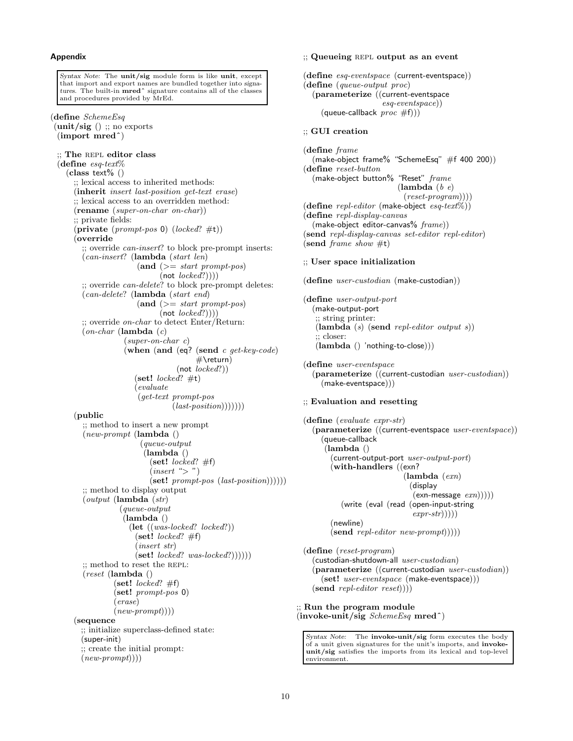## Appendix

> *Syntax Note:* The **unit/sig** module form is like **unit**, except that import and export names are bundled together into *signatures*. The built-in **mred^** signature contains all of the classes and procedures provided by MrEd.

```scheme
(define SchemeEsq
 (unit/sig () ;; no exports
 (import mred^)

  ;; The REPL editor class
  (define esq-text%
    (class text% ()
      ;; lexical access to inherited methods:
      (inherit insert last-position get-text erase)
      ;; lexical access to an overridden method:
      (rename (super-on-char on-char))
      ;; private fields:
      (private (prompt-pos 0) (locked? #t))
      (override
        ;; override can-insert? to block pre-prompt inserts:
        (can-insert? (lambda (start len)
                       (and (>= start prompt-pos)
                            (not locked?))))
        ;; override can-delete? to block pre-prompt deletes:
        (can-delete? (lambda (start end)
                       (and (>= start prompt-pos)
                            (not locked?))))
        ;; override on-char to detect Enter/Return:
        (on-char (lambda (c)
                   (super-on-char c)
                   (when (and (eq? (send c get-key-code)
                                   #\return)
                              (not locked?))
                     (set! locked? #t)
                     (evaluate
                      (get-text prompt-pos
                                (last-position)))))))
      (public
        ;; method to insert a new prompt
        (new-prompt (lambda ()
                      (queue-output
                       (lambda ()
                         (set! locked? #f)
                         (insert "> ")
                         (set! prompt-pos (last-position))))))
        ;; method to display output
        (output (lambda (str)
                  (queue-output
                   (lambda ()
                     (let ((was-locked? locked?))
                       (set! locked? #f)
                       (insert str)
                       (set! locked? was-locked?))))))
        ;; method to reset the REPL:
        (reset (lambda ()
                 (set! locked? #f)
                 (set! prompt-pos 0)
                 (erase)
                 (new-prompt))))
      (sequence
        ;; initialize superclass-defined state:
        (super-init)
        ;; create the initial prompt:
        (new-prompt))))

  ;; Queueing REPL output as an event

  (define esq-eventspace (current-eventspace))
  (define (queue-output proc)
    (parameterize ((current-eventspace
                    esq-eventspace))
      (queue-callback proc #f)))

  ;; GUI creation

  (define frame
    (make-object frame% "SchemeEsq" #f 400 200))
  (define reset-button
    (make-object button% "Reset" frame
                 (lambda (b e)
                   (reset-program))))
  (define repl-editor (make-object esq-text%))
  (define repl-display-canvas
    (make-object editor-canvas% frame))
  (send repl-display-canvas set-editor repl-editor)
  (send frame show #t)

  ;; User space initialization

  (define user-custodian (make-custodian))

  (define user-output-port
    (make-output-port
     ;; string printer:
     (lambda (s) (send repl-editor output s))
     ;; closer:
     (lambda () 'nothing-to-close)))

  (define user-eventspace
    (parameterize ((current-custodian user-custodian))
      (make-eventspace)))

  ;; Evaluation and resetting

  (define (evaluate expr-str)
    (parameterize ((current-eventspace user-eventspace))
      (queue-callback
       (lambda ()
         (current-output-port user-output-port)
         (with-handlers ((exn?
                          (lambda (exn)
                            (display
                             (exn-message exn)))))
           (write (eval (read (open-input-string
                               expr-str)))))
         (newline)
         (send repl-editor new-prompt)))))

  (define (reset-program)
    (custodian-shutdown-all user-custodian)
    (parameterize ((current-custodian user-custodian))
      (set! user-eventspace (make-eventspace)))
    (send repl-editor reset))))

;; Run the program module
(invoke-unit/sig SchemeEsq mred^)
```

> *Syntax Note:* The **invoke-unit/sig** form executes the body of a unit given signatures for the unit's imports, and **invoke-unit/sig** satisfies the imports from its lexical and top-level environment.